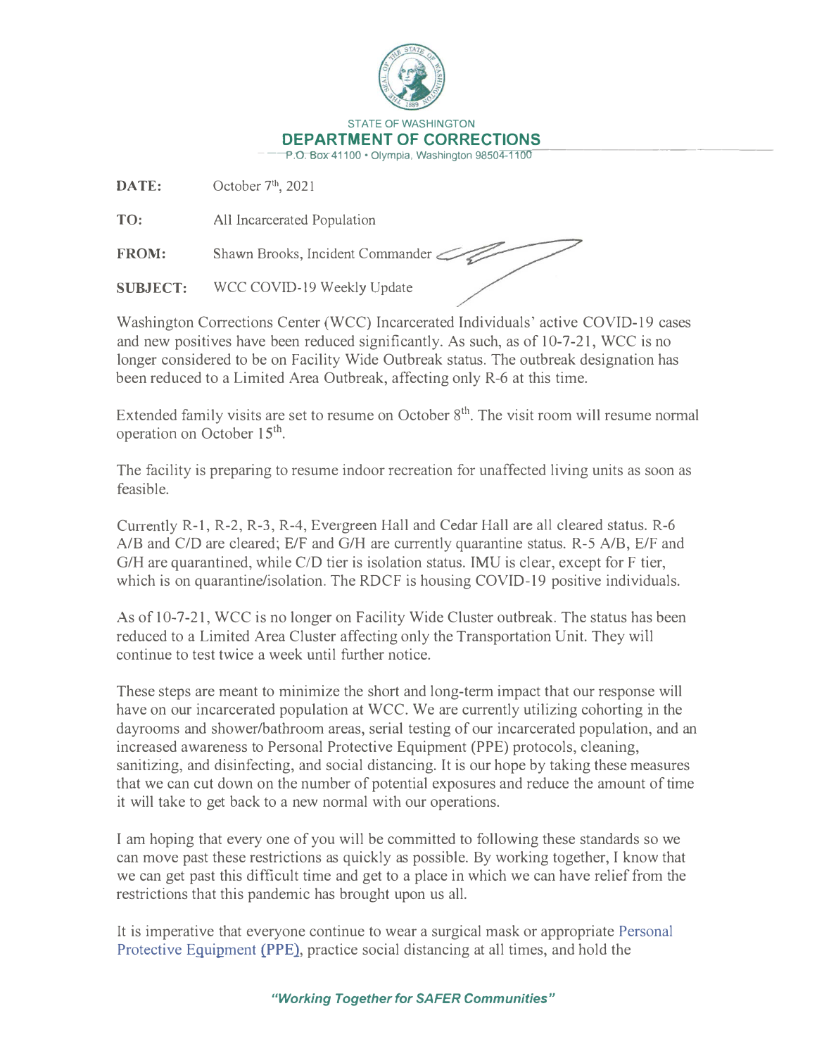STATE OF WASHINGTON

**DEPARTMENT OF CORRECTIONS**

P.O. Box 41100 • Olympia, Washington 98504-1100

**DATE:** October 7th, 2021

**TO:** All Incarcerated Population

**FROM:** Shawn Brooks, Incident Commander

**SUBJECT:** WCC COVID-19 Weekly Update

Washington Corrections Center (WCC) Incarcerated Individuals' active COVID-19 cases and new positives have been reduced significantly. As such, as of 10-7-21, WCC is no longer considered to be on Facility Wide Outbreak status. The outbreak designation has been reduced to a Limited Area Outbreak, affecting only R-6 at this time.

Extended family visits are set to resume on October 8th. The visit room will resume normal operation on October 15th.

The facility is preparing to resume indoor recreation for unaffected living units as soon as feasible.

Currently R-1, R-2, R-3, R-4, Evergreen Hall and Cedar Hall are all cleared status. R-6 A/B and C/D are cleared; E/F and G/H are currently quarantine status. R-5 A/B, E/F and G/H are quarantined, while C/D tier is isolation status. IMU is clear, except for F tier, which is on quarantine/isolation. The RDCF is housing COVID-19 positive individuals.

As of 10-7-21, WCC is no longer on Facility Wide Cluster outbreak. The status has been reduced to a Limited Area Cluster affecting only the Transportation Unit. They will continue to test twice a week until further notice.

These steps are meant to minimize the short and long-term impact that our response will have on our incarcerated population at WCC. We are currently utilizing cohorting in the dayrooms and shower/bathroom areas, serial testing of our incarcerated population, and an increased awareness to Personal Protective Equipment (PPE) protocols, cleaning, sanitizing, and disinfecting, and social distancing. It is our hope by taking these measures that we can cut down on the number of potential exposures and reduce the amount of time it will take to get back to a new normal with our operations.

I am hoping that every one of you will be committed to following these standards so we can move past these restrictions as quickly as possible. By working together, I know that we can get past this difficult time and get to a place in which we can have relief from the restrictions that this pandemic has brought upon us all.

It is imperative that everyone continue to wear a surgical mask or appropriate Personal Protective Equipment (PPE), practice social distancing at all times, and hold the

***"Working Together for SAFER Communities"***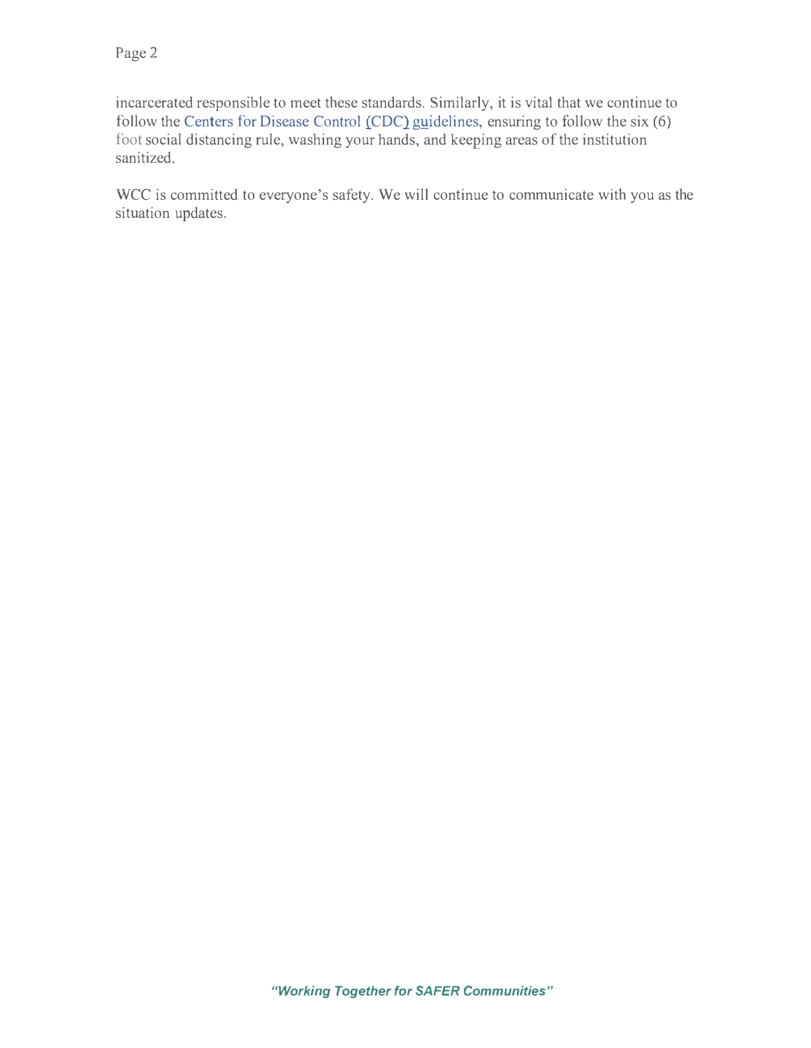incarcerated responsible to meet these standards. Similarly, it is vital that we continue to follow the Centers for Disease Control (CDC) guidelines, ensuring to follow the six (6) foot social distancing rule, washing your hands, and keeping areas of the institution sanitized.

WCC is committed to everyone's safety. We will continue to communicate with you as the situation updates.